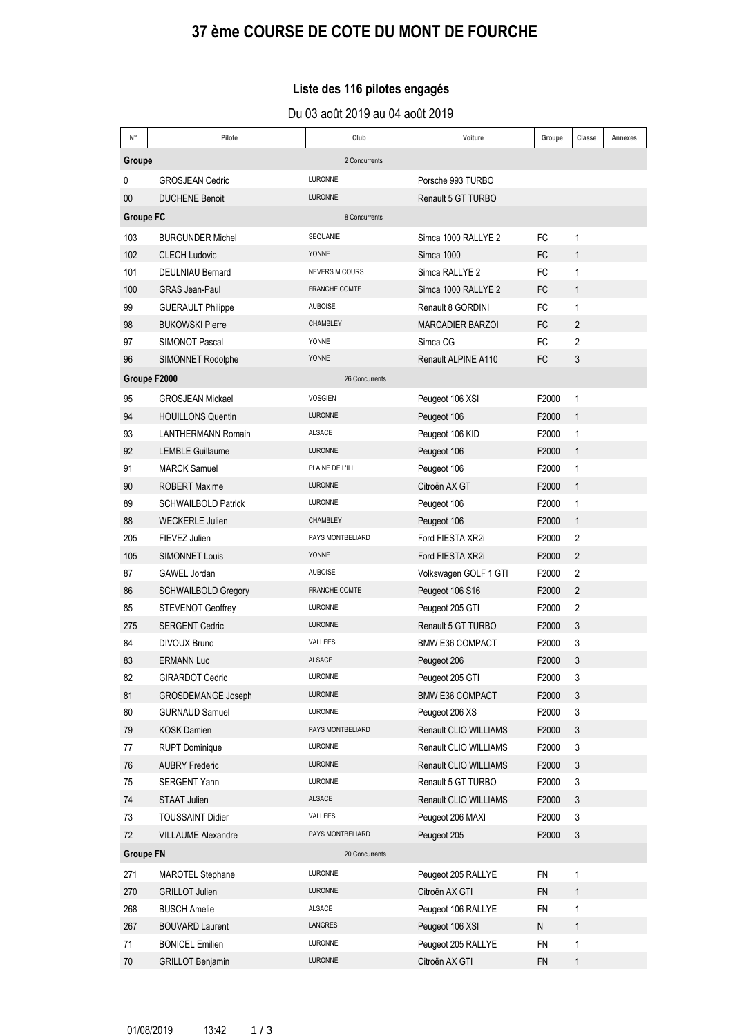# 37 ème COURSE DE COTE DU MONT DE FOURCHE

### Liste des 116 pilotes engagés

Du 03 août 2019 au 04 août 2019

| N° | Pilote | Club | Voiture | Groupe | Classe | Annexes |
|---|---|---|---|---|---|---|
| **Groupe** | | 2 Concurrents | | | | |
| 0 | GROSJEAN Cedric | LURONNE | Porsche 993 TURBO | | | |
| 00 | DUCHENE Benoit | LURONNE | Renault 5 GT TURBO | | | |
| **Groupe FC** | | 8 Concurrents | | | | |
| 103 | BURGUNDER Michel | SEQUANIE | Simca 1000 RALLYE 2 | FC | 1 | |
| 102 | CLECH Ludovic | YONNE | Simca 1000 | FC | 1 | |
| 101 | DEULNIAU Bernard | NEVERS M.COURS | Simca RALLYE 2 | FC | 1 | |
| 100 | GRAS Jean-Paul | FRANCHE COMTE | Simca 1000 RALLYE 2 | FC | 1 | |
| 99 | GUERAULT Philippe | AUBOISE | Renault 8 GORDINI | FC | 1 | |
| 98 | BUKOWSKI Pierre | CHAMBLEY | MARCADIER BARZOI | FC | 2 | |
| 97 | SIMONOT Pascal | YONNE | Simca CG | FC | 2 | |
| 96 | SIMONNET Rodolphe | YONNE | Renault ALPINE A110 | FC | 3 | |
| **Groupe F2000** | | 26 Concurrents | | | | |
| 95 | GROSJEAN Mickael | VOSGIEN | Peugeot 106 XSI | F2000 | 1 | |
| 94 | HOUILLONS Quentin | LURONNE | Peugeot 106 | F2000 | 1 | |
| 93 | LANTHERMANN Romain | ALSACE | Peugeot 106 KID | F2000 | 1 | |
| 92 | LEMBLE Guillaume | LURONNE | Peugeot 106 | F2000 | 1 | |
| 91 | MARCK Samuel | PLAINE DE L'ILL | Peugeot 106 | F2000 | 1 | |
| 90 | ROBERT Maxime | LURONNE | Citroën AX GT | F2000 | 1 | |
| 89 | SCHWAILBOLD Patrick | LURONNE | Peugeot 106 | F2000 | 1 | |
| 88 | WECKERLE Julien | CHAMBLEY | Peugeot 106 | F2000 | 1 | |
| 205 | FIEVEZ Julien | PAYS MONTBELIARD | Ford FIESTA XR2i | F2000 | 2 | |
| 105 | SIMONNET Louis | YONNE | Ford FIESTA XR2i | F2000 | 2 | |
| 87 | GAWEL Jordan | AUBOISE | Volkswagen GOLF 1 GTI | F2000 | 2 | |
| 86 | SCHWAILBOLD Gregory | FRANCHE COMTE | Peugeot 106 S16 | F2000 | 2 | |
| 85 | STEVENOT Geoffrey | LURONNE | Peugeot 205 GTI | F2000 | 2 | |
| 275 | SERGENT Cedric | LURONNE | Renault 5 GT TURBO | F2000 | 3 | |
| 84 | DIVOUX Bruno | VALLEES | BMW E36 COMPACT | F2000 | 3 | |
| 83 | ERMANN Luc | ALSACE | Peugeot 206 | F2000 | 3 | |
| 82 | GIRARDOT Cedric | LURONNE | Peugeot 205 GTI | F2000 | 3 | |
| 81 | GROSDEMANGE Joseph | LURONNE | BMW E36 COMPACT | F2000 | 3 | |
| 80 | GURNAUD Samuel | LURONNE | Peugeot 206 XS | F2000 | 3 | |
| 79 | KOSK Damien | PAYS MONTBELIARD | Renault CLIO WILLIAMS | F2000 | 3 | |
| 77 | RUPT Dominique | LURONNE | Renault CLIO WILLIAMS | F2000 | 3 | |
| 76 | AUBRY Frederic | LURONNE | Renault CLIO WILLIAMS | F2000 | 3 | |
| 75 | SERGENT Yann | LURONNE | Renault 5 GT TURBO | F2000 | 3 | |
| 74 | STAAT Julien | ALSACE | Renault CLIO WILLIAMS | F2000 | 3 | |
| 73 | TOUSSAINT Didier | VALLEES | Peugeot 206 MAXI | F2000 | 3 | |
| 72 | VILLAUME Alexandre | PAYS MONTBELIARD | Peugeot 205 | F2000 | 3 | |
| **Groupe FN** | | 20 Concurrents | | | | |
| 271 | MAROTEL Stephane | LURONNE | Peugeot 205 RALLYE | FN | 1 | |
| 270 | GRILLOT Julien | LURONNE | Citroën AX GTI | FN | 1 | |
| 268 | BUSCH Amelie | ALSACE | Peugeot 106 RALLYE | FN | 1 | |
| 267 | BOUVARD Laurent | LANGRES | Peugeot 106 XSI | N | 1 | |
| 71 | BONICEL Emilien | LURONNE | Peugeot 205 RALLYE | FN | 1 | |
| 70 | GRILLOT Benjamin | LURONNE | Citroën AX GTI | FN | 1 | |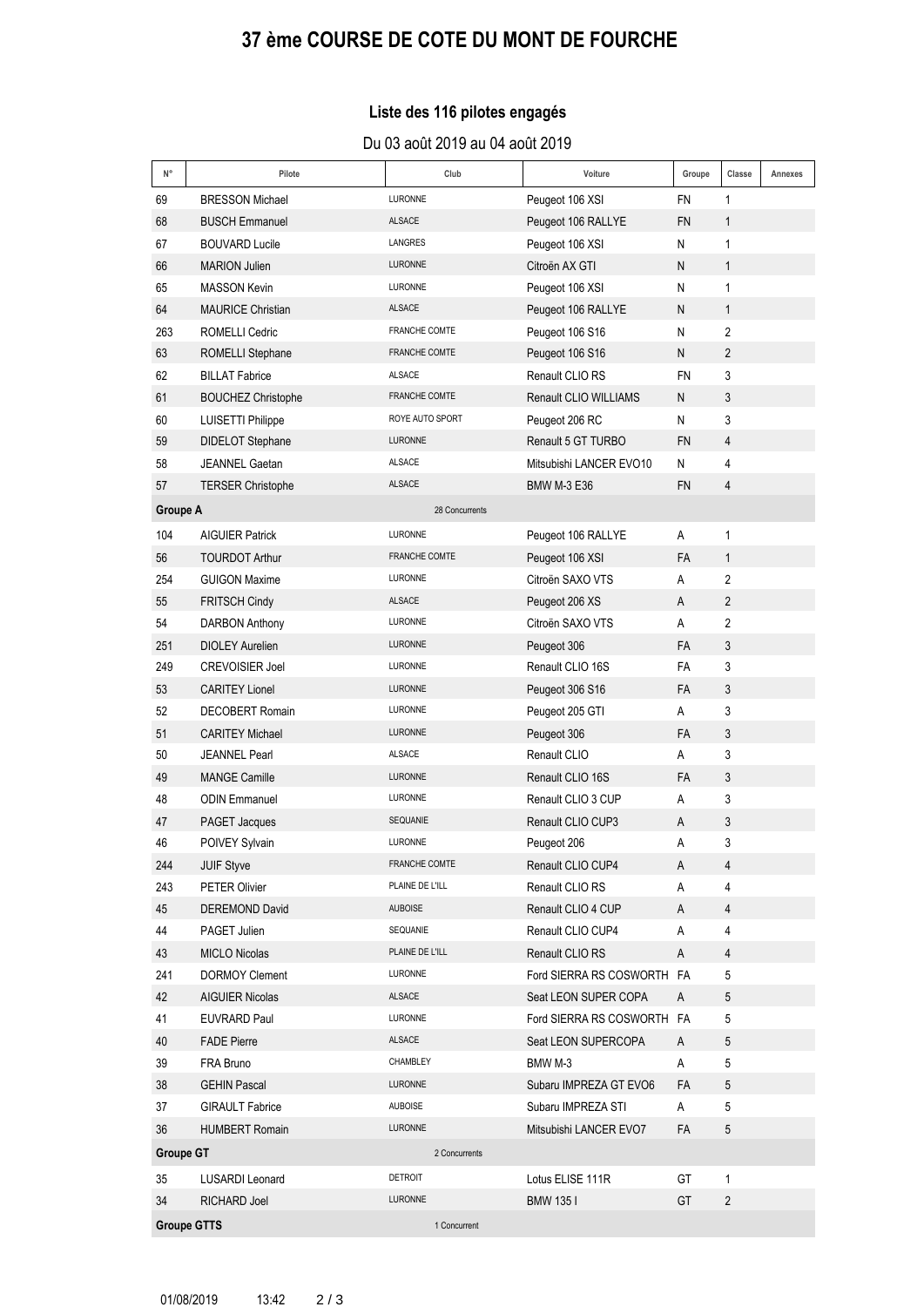# 37 ème COURSE DE COTE DU MONT DE FOURCHE

### Liste des 116 pilotes engagés

Du 03 août 2019 au 04 août 2019

| N° | Pilote | Club | Voiture | Groupe | Classe | Annexes |
|---|---|---|---|---|---|---|
| 69 | BRESSON Michael | LURONNE | Peugeot 106 XSI | FN | 1 | |
| 68 | BUSCH Emmanuel | ALSACE | Peugeot 106 RALLYE | FN | 1 | |
| 67 | BOUVARD Lucile | LANGRES | Peugeot 106 XSI | N | 1 | |
| 66 | MARION Julien | LURONNE | Citroën AX GTI | N | 1 | |
| 65 | MASSON Kevin | LURONNE | Peugeot 106 XSI | N | 1 | |
| 64 | MAURICE Christian | ALSACE | Peugeot 106 RALLYE | N | 1 | |
| 263 | ROMELLI Cedric | FRANCHE COMTE | Peugeot 106 S16 | N | 2 | |
| 63 | ROMELLI Stephane | FRANCHE COMTE | Peugeot 106 S16 | N | 2 | |
| 62 | BILLAT Fabrice | ALSACE | Renault CLIO RS | FN | 3 | |
| 61 | BOUCHEZ Christophe | FRANCHE COMTE | Renault CLIO WILLIAMS | N | 3 | |
| 60 | LUISETTI Philippe | ROYE AUTO SPORT | Peugeot 206 RC | N | 3 | |
| 59 | DIDELOT Stephane | LURONNE | Renault 5 GT TURBO | FN | 4 | |
| 58 | JEANNEL Gaetan | ALSACE | Mitsubishi LANCER EVO10 | N | 4 | |
| 57 | TERSER Christophe | ALSACE | BMW M-3 E36 | FN | 4 | |
| **Groupe A** | | 28 Concurrents | | | | |
| 104 | AIGUIER Patrick | LURONNE | Peugeot 106 RALLYE | A | 1 | |
| 56 | TOURDOT Arthur | FRANCHE COMTE | Peugeot 106 XSI | FA | 1 | |
| 254 | GUIGON Maxime | LURONNE | Citroën SAXO VTS | A | 2 | |
| 55 | FRITSCH Cindy | ALSACE | Peugeot 206 XS | A | 2 | |
| 54 | DARBON Anthony | LURONNE | Citroën SAXO VTS | A | 2 | |
| 251 | DIOLEY Aurelien | LURONNE | Peugeot 306 | FA | 3 | |
| 249 | CREVOISIER Joel | LURONNE | Renault CLIO 16S | FA | 3 | |
| 53 | CARITEY Lionel | LURONNE | Peugeot 306 S16 | FA | 3 | |
| 52 | DECOBERT Romain | LURONNE | Peugeot 205 GTI | A | 3 | |
| 51 | CARITEY Michael | LURONNE | Peugeot 306 | FA | 3 | |
| 50 | JEANNEL Pearl | ALSACE | Renault CLIO | A | 3 | |
| 49 | MANGE Camille | LURONNE | Renault CLIO 16S | FA | 3 | |
| 48 | ODIN Emmanuel | LURONNE | Renault CLIO 3 CUP | A | 3 | |
| 47 | PAGET Jacques | SEQUANIE | Renault CLIO CUP3 | A | 3 | |
| 46 | POIVEY Sylvain | LURONNE | Peugeot 206 | A | 3 | |
| 244 | JUIF Styve | FRANCHE COMTE | Renault CLIO CUP4 | A | 4 | |
| 243 | PETER Olivier | PLAINE DE L'ILL | Renault CLIO RS | A | 4 | |
| 45 | DEREMOND David | AUBOISE | Renault CLIO 4 CUP | A | 4 | |
| 44 | PAGET Julien | SEQUANIE | Renault CLIO CUP4 | A | 4 | |
| 43 | MICLO Nicolas | PLAINE DE L'ILL | Renault CLIO RS | A | 4 | |
| 241 | DORMOY Clement | LURONNE | Ford SIERRA RS COSWORTH | FA | 5 | |
| 42 | AIGUIER Nicolas | ALSACE | Seat LEON SUPER COPA | A | 5 | |
| 41 | EUVRARD Paul | LURONNE | Ford SIERRA RS COSWORTH | FA | 5 | |
| 40 | FADE Pierre | ALSACE | Seat LEON SUPERCOPA | A | 5 | |
| 39 | FRA Bruno | CHAMBLEY | BMW M-3 | A | 5 | |
| 38 | GEHIN Pascal | LURONNE | Subaru IMPREZA GT EVO6 | FA | 5 | |
| 37 | GIRAULT Fabrice | AUBOISE | Subaru IMPREZA STI | A | 5 | |
| 36 | HUMBERT Romain | LURONNE | Mitsubishi LANCER EVO7 | FA | 5 | |
| **Groupe GT** | | 2 Concurrents | | | | |
| 35 | LUSARDI Leonard | DETROIT | Lotus ELISE 111R | GT | 1 | |
| 34 | RICHARD Joel | LURONNE | BMW 135 I | GT | 2 | |
| **Groupe GTTS** | | 1 Concurrent | | | | |

01/08/2019 13:42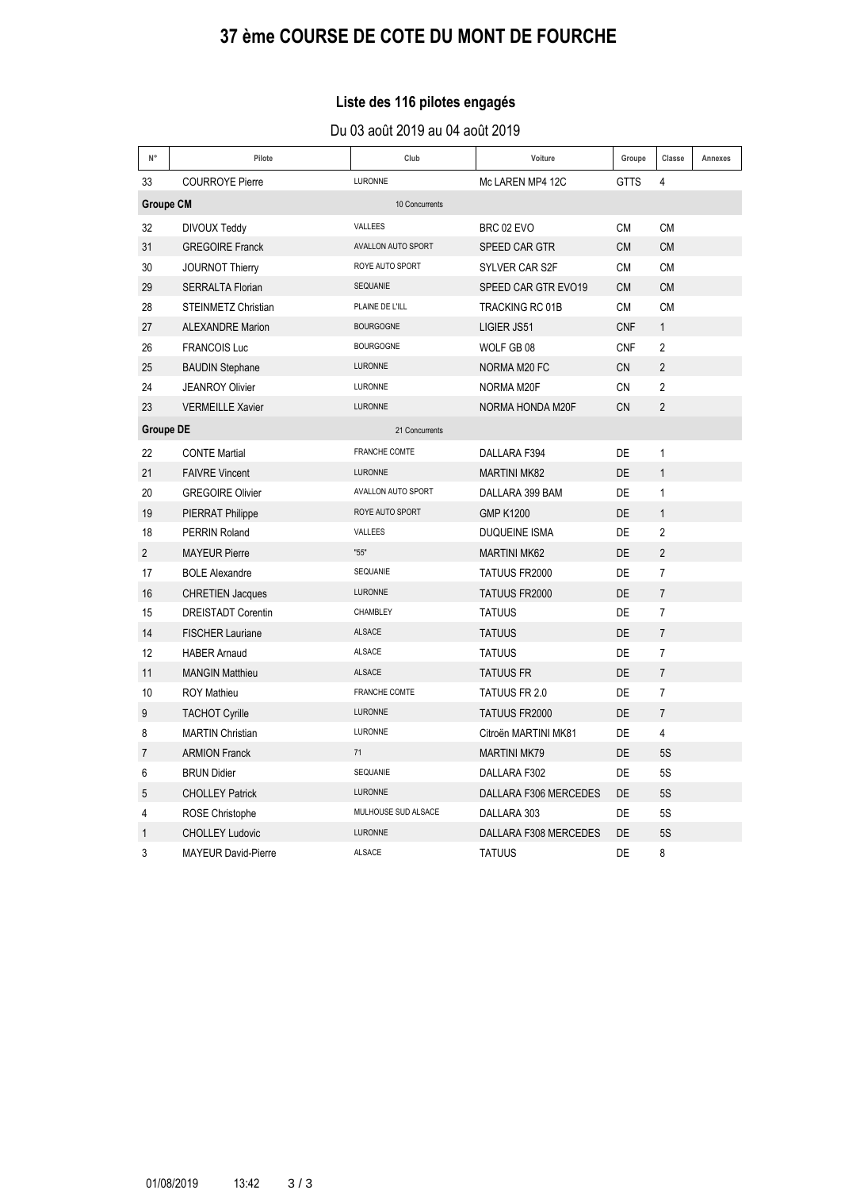# 37 ème COURSE DE COTE DU MONT DE FOURCHE

## Liste des 116 pilotes engagés

Du 03 août 2019 au 04 août 2019

| N° | Pilote | Club | Voiture | Groupe | Classe | Annexes |
|---|---|---|---|---|---|---|
| 33 | COURROYE Pierre | LURONNE | Mc LAREN MP4 12C | GTTS | 4 | |
| **Groupe CM** | | 10 Concurrents | | | | |
| 32 | DIVOUX Teddy | VALLEES | BRC 02 EVO | CM | CM | |
| 31 | GREGOIRE Franck | AVALLON AUTO SPORT | SPEED CAR GTR | CM | CM | |
| 30 | JOURNOT Thierry | ROYE AUTO SPORT | SYLVER CAR S2F | CM | CM | |
| 29 | SERRALTA Florian | SEQUANIE | SPEED CAR GTR EVO19 | CM | CM | |
| 28 | STEINMETZ Christian | PLAINE DE L'ILL | TRACKING RC 01B | CM | CM | |
| 27 | ALEXANDRE Marion | BOURGOGNE | LIGIER JS51 | CNF | 1 | |
| 26 | FRANCOIS Luc | BOURGOGNE | WOLF GB 08 | CNF | 2 | |
| 25 | BAUDIN Stephane | LURONNE | NORMA M20 FC | CN | 2 | |
| 24 | JEANROY Olivier | LURONNE | NORMA M20F | CN | 2 | |
| 23 | VERMEILLE Xavier | LURONNE | NORMA HONDA M20F | CN | 2 | |
| **Groupe DE** | | 21 Concurrents | | | | |
| 22 | CONTE Martial | FRANCHE COMTE | DALLARA F394 | DE | 1 | |
| 21 | FAIVRE Vincent | LURONNE | MARTINI MK82 | DE | 1 | |
| 20 | GREGOIRE Olivier | AVALLON AUTO SPORT | DALLARA 399 BAM | DE | 1 | |
| 19 | PIERRAT Philippe | ROYE AUTO SPORT | GMP K1200 | DE | 1 | |
| 18 | PERRIN Roland | VALLEES | DUQUEINE ISMA | DE | 2 | |
| 2 | MAYEUR Pierre | "55" | MARTINI MK62 | DE | 2 | |
| 17 | BOLE Alexandre | SEQUANIE | TATUUS FR2000 | DE | 7 | |
| 16 | CHRETIEN Jacques | LURONNE | TATUUS FR2000 | DE | 7 | |
| 15 | DREISTADT Corentin | CHAMBLEY | TATUUS | DE | 7 | |
| 14 | FISCHER Lauriane | ALSACE | TATUUS | DE | 7 | |
| 12 | HABER Arnaud | ALSACE | TATUUS | DE | 7 | |
| 11 | MANGIN Matthieu | ALSACE | TATUUS FR | DE | 7 | |
| 10 | ROY Mathieu | FRANCHE COMTE | TATUUS FR 2.0 | DE | 7 | |
| 9 | TACHOT Cyrille | LURONNE | TATUUS FR2000 | DE | 7 | |
| 8 | MARTIN Christian | LURONNE | Citroën MARTINI MK81 | DE | 4 | |
| 7 | ARMION Franck | 71 | MARTINI MK79 | DE | 5S | |
| 6 | BRUN Didier | SEQUANIE | DALLARA F302 | DE | 5S | |
| 5 | CHOLLEY Patrick | LURONNE | DALLARA F306 MERCEDES | DE | 5S | |
| 4 | ROSE Christophe | MULHOUSE SUD ALSACE | DALLARA 303 | DE | 5S | |
| 1 | CHOLLEY Ludovic | LURONNE | DALLARA F308 MERCEDES | DE | 5S | |
| 3 | MAYEUR David-Pierre | ALSACE | TATUUS | DE | 8 | |

01/08/2019 13:42